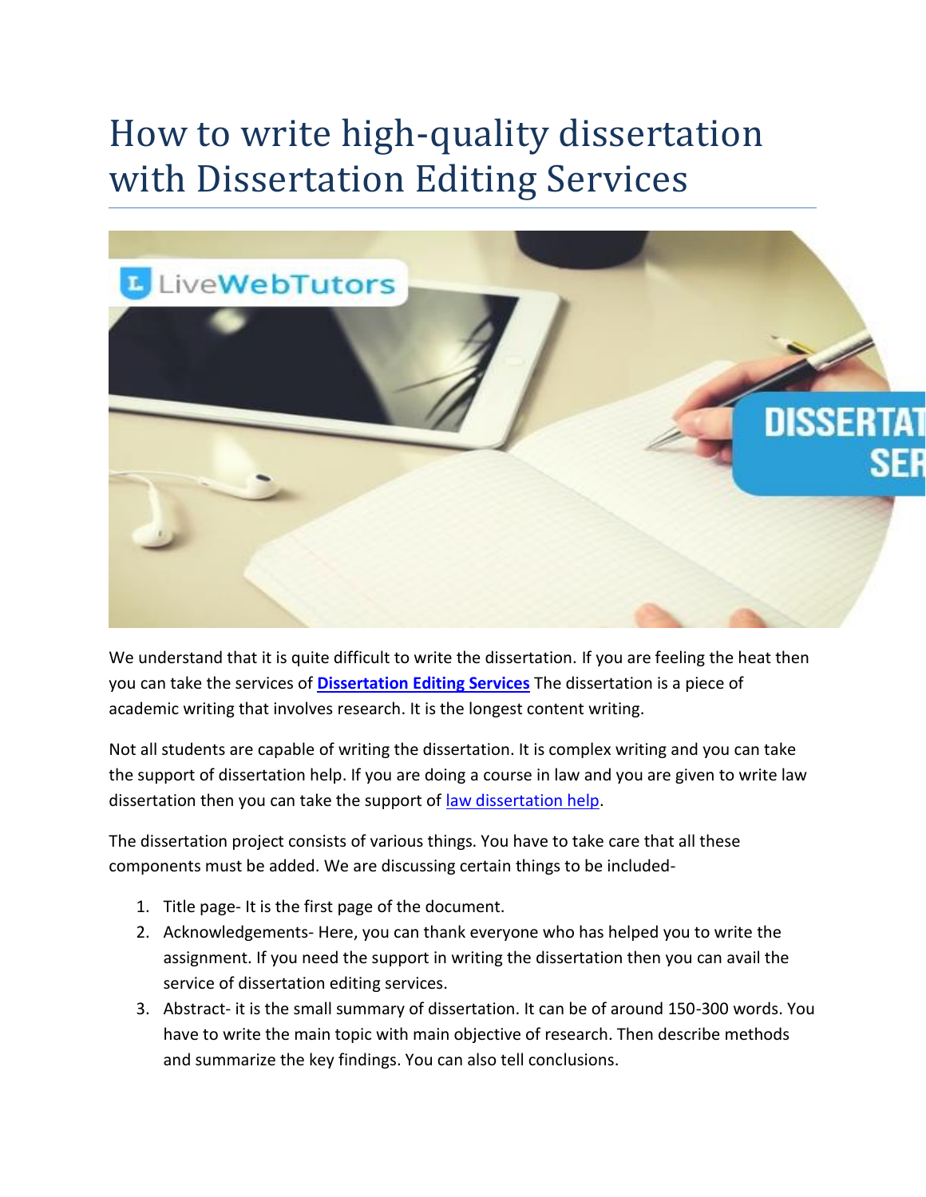# How to write high-quality dissertation with Dissertation Editing Services

We understand that it is quite difficult to write the dissertation. If you are feeling the heat then you can take the services of **[Dissertation Editing Services]()** The dissertation is a piece of academic writing that involves research. It is the longest content writing.

Not all students are capable of writing the dissertation. It is complex writing and you can take the support of dissertation help. If you are doing a course in law and you are given to write law dissertation then you can take the support of [law dissertation help]().

The dissertation project consists of various things. You have to take care that all these components must be added. We are discussing certain things to be included-

1. Title page- It is the first page of the document.
2. Acknowledgements- Here, you can thank everyone who has helped you to write the assignment. If you need the support in writing the dissertation then you can avail the service of dissertation editing services.
3. Abstract- it is the small summary of dissertation. It can be of around 150-300 words. You have to write the main topic with main objective of research. Then describe methods and summarize the key findings. You can also tell conclusions.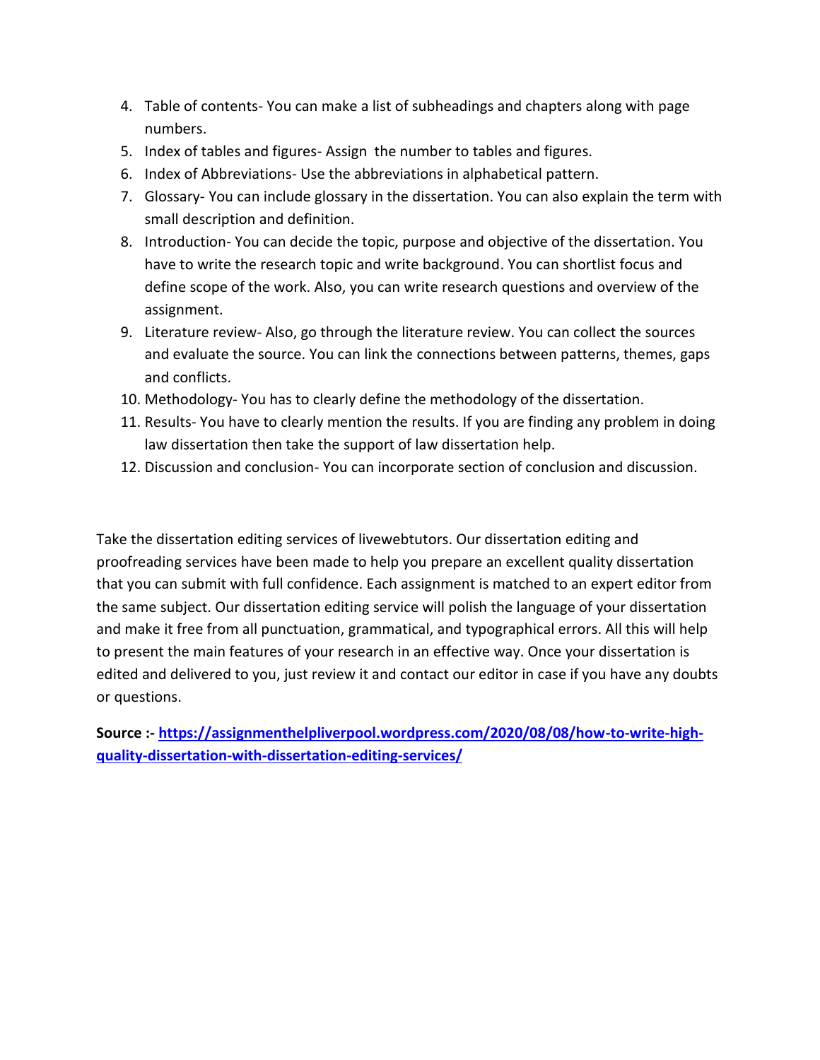4. Table of contents- You can make a list of subheadings and chapters along with page numbers.
5. Index of tables and figures- Assign the number to tables and figures.
6. Index of Abbreviations- Use the abbreviations in alphabetical pattern.
7. Glossary- You can include glossary in the dissertation. You can also explain the term with small description and definition.
8. Introduction- You can decide the topic, purpose and objective of the dissertation. You have to write the research topic and write background. You can shortlist focus and define scope of the work. Also, you can write research questions and overview of the assignment.
9. Literature review- Also, go through the literature review. You can collect the sources and evaluate the source. You can link the connections between patterns, themes, gaps and conflicts.
10. Methodology- You has to clearly define the methodology of the dissertation.
11. Results- You have to clearly mention the results. If you are finding any problem in doing law dissertation then take the support of law dissertation help.
12. Discussion and conclusion- You can incorporate section of conclusion and discussion.

Take the dissertation editing services of livewebtutors. Our dissertation editing and proofreading services have been made to help you prepare an excellent quality dissertation that you can submit with full confidence. Each assignment is matched to an expert editor from the same subject. Our dissertation editing service will polish the language of your dissertation and make it free from all punctuation, grammatical, and typographical errors. All this will help to present the main features of your research in an effective way. Once your dissertation is edited and delivered to you, just review it and contact our editor in case if you have any doubts or questions.

**Source :- [https://assignmenthelpliverpool.wordpress.com/2020/08/08/how-to-write-high-quality-dissertation-with-dissertation-editing-services/](https://assignmenthelpliverpool.wordpress.com/2020/08/08/how-to-write-high-quality-dissertation-with-dissertation-editing-services/)**